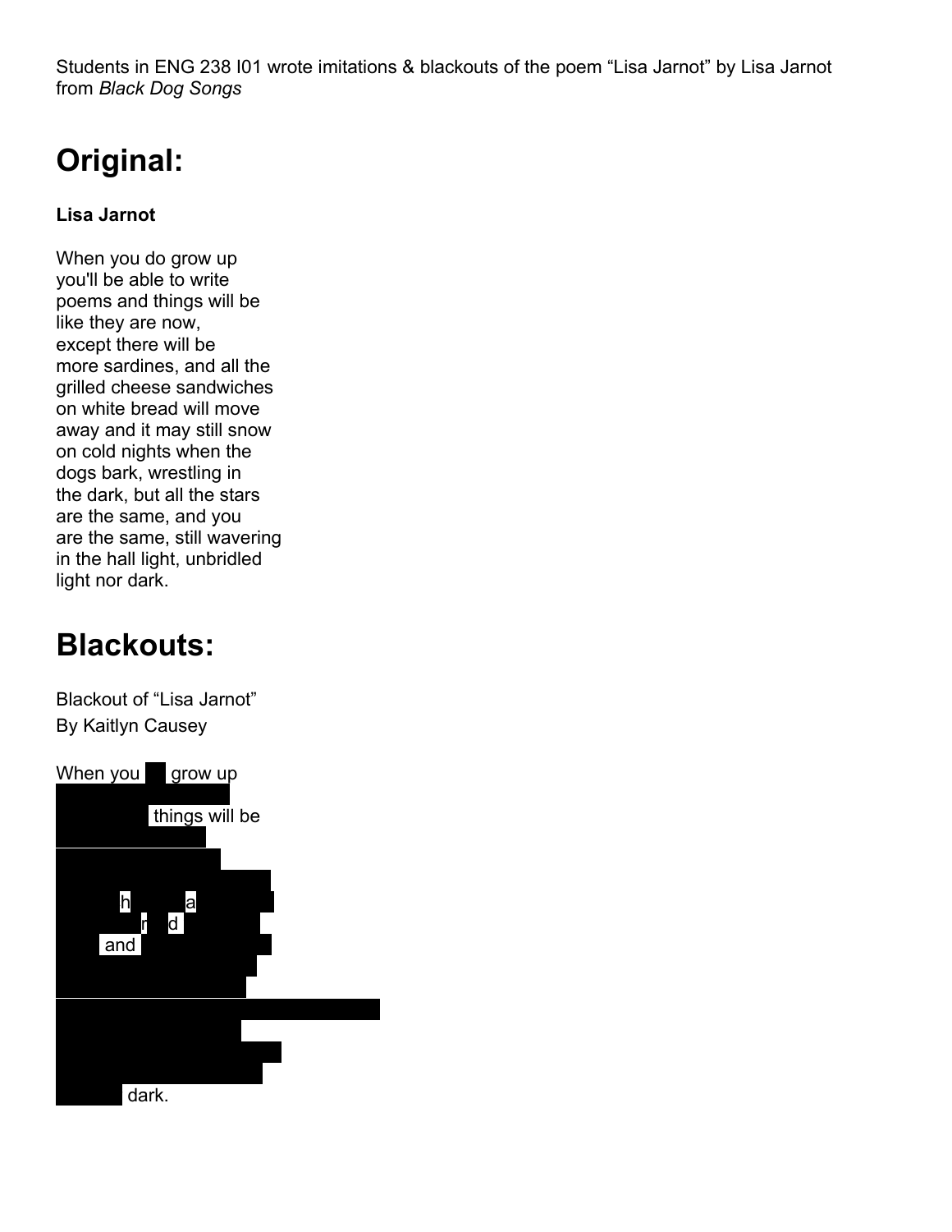Students in ENG 238 I01 wrote imitations & blackouts of the poem “Lisa Jarnot” by Lisa Jarnot from *Black Dog Songs*

# Original:

**Lisa Jarnot**

When you do grow up
you'll be able to write
poems and things will be
like they are now,
except there will be
more sardines, and all the
grilled cheese sandwiches
on white bread will move
away and it may still snow
on cold nights when the
dogs bark, wrestling in
the dark, but all the stars
are the same, and you
are the same, still wavering
in the hall light, unbridled
light nor dark.

# Blackouts:

Blackout of “Lisa Jarnot”
By Kaitlyn Causey

When you grow up

things will be

h a
r d
and

dark.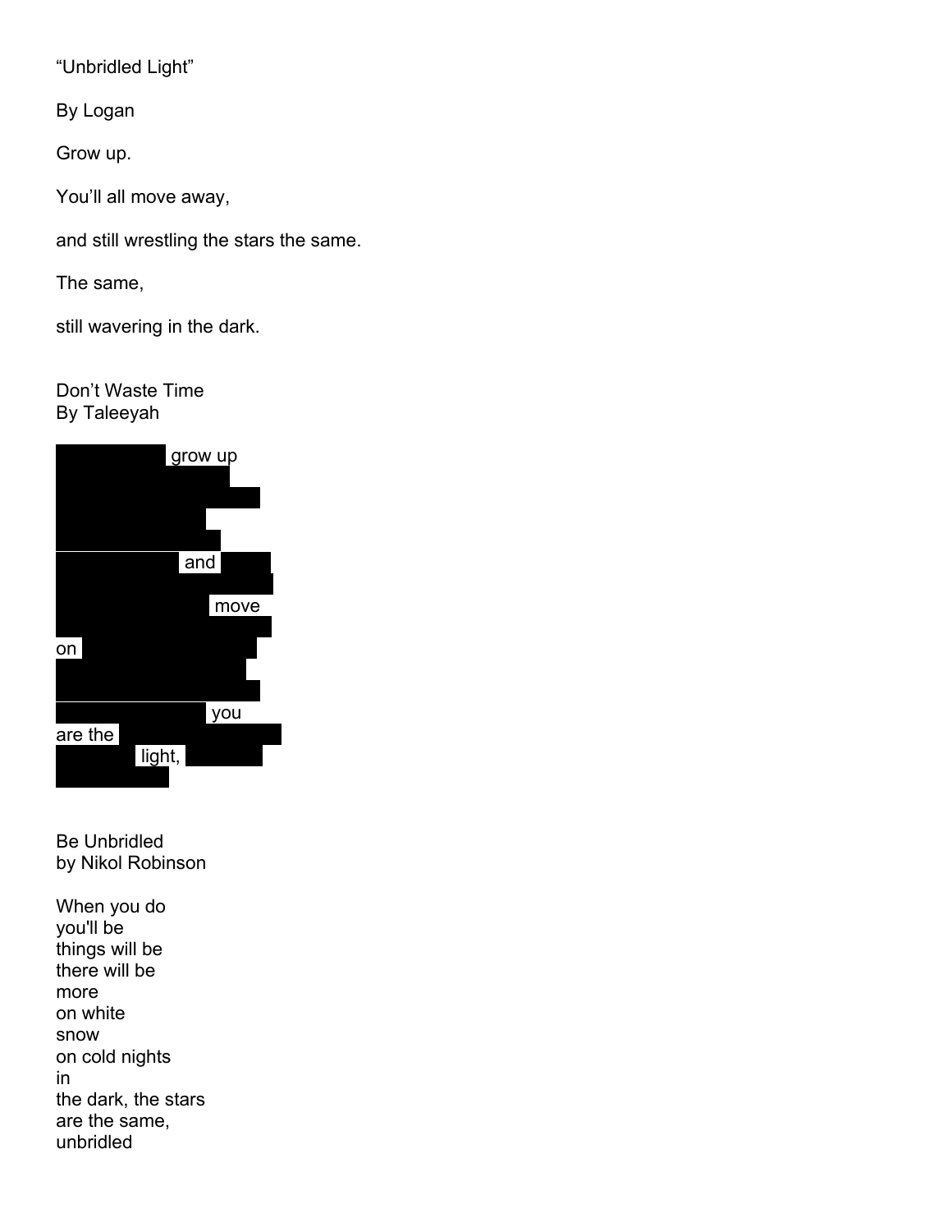"Unbridled Light"

By Logan

Grow up.

You'll all move away,

and still wrestling the stars the same.

The same,

still wavering in the dark.

Don't Waste Time
By Taleeyah

grow up

and

move

on

you
are the
light,

Be Unbridled
by Nikol Robinson

When you do
you'll be
things will be
there will be
more
on white
snow
on cold nights
in
the dark, the stars
are the same,
unbridled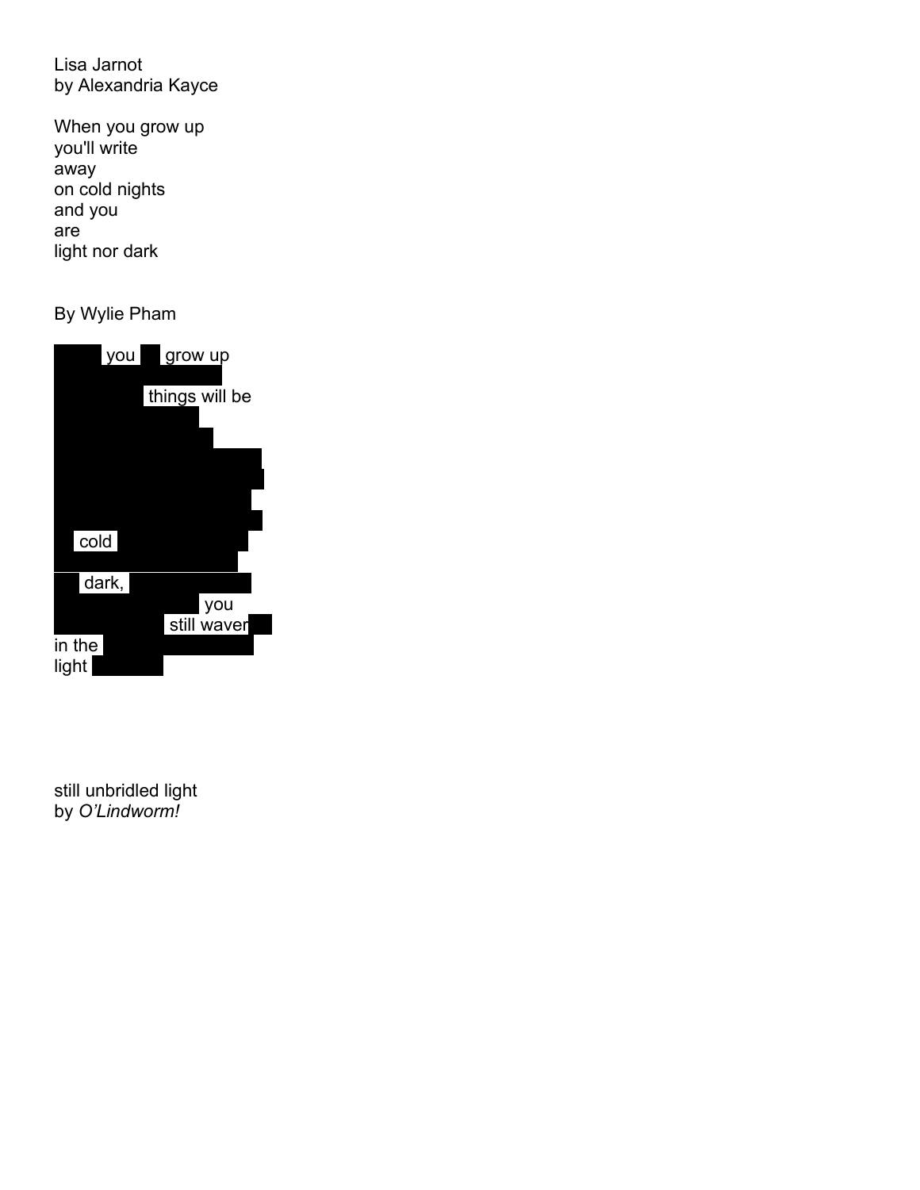Lisa Jarnot  
by Alexandria Kayce

When you grow up  
you'll write  
away  
on cold nights  
and you  
are  
light nor dark

By Wylie Pham

you grow up  
things will be  
cold  
dark,  
you  
still waver  
in the  
light

still unbridled light  
by *O'Lindworm!*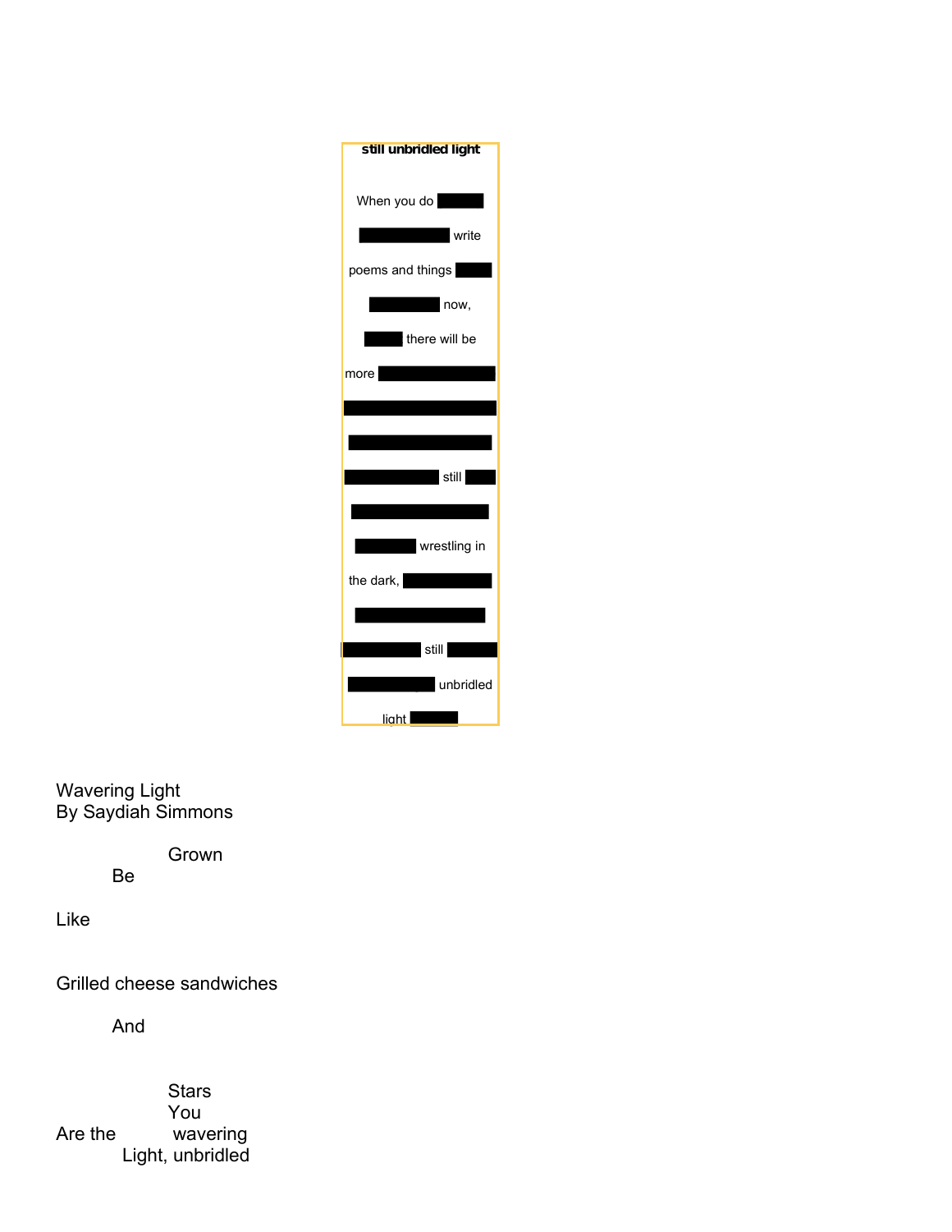**still unbridled light**

When you do

write

poems and things

now,

there will be

more

still

wrestling in

the dark,

still

unbridled

light

Wavering Light
By Saydiah Simmons

Grown
Be

Like

Grilled cheese sandwiches

And

Stars
You
Are the wavering
Light, unbridled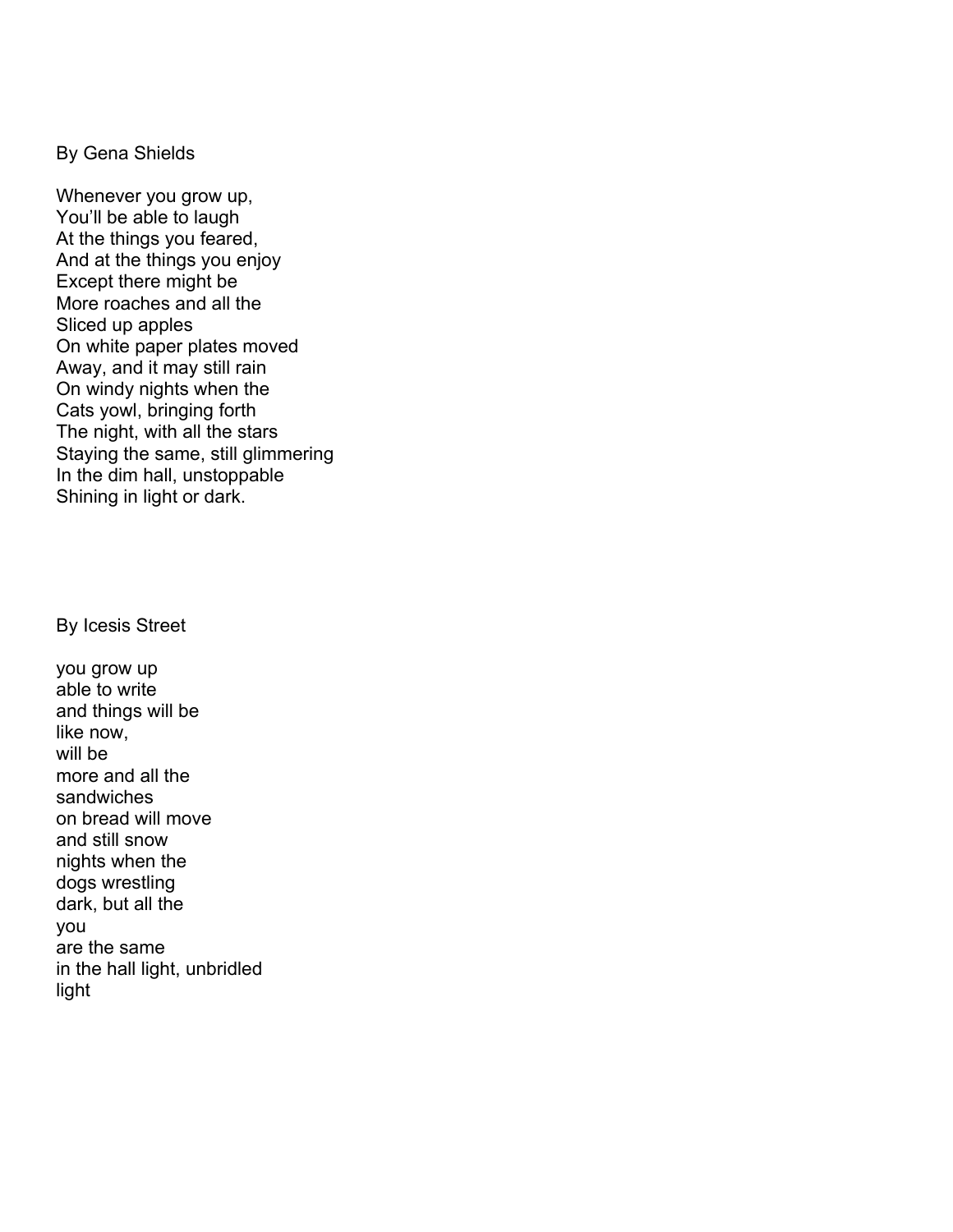By Gena Shields

Whenever you grow up,  
You'll be able to laugh  
At the things you feared,  
And at the things you enjoy  
Except there might be  
More roaches and all the  
Sliced up apples  
On white paper plates moved  
Away, and it may still rain  
On windy nights when the  
Cats yowl, bringing forth  
The night, with all the stars  
Staying the same, still glimmering  
In the dim hall, unstoppable  
Shining in light or dark.

By Icesis Street

you grow up  
able to write  
and things will be  
like now,  
will be  
more and all the  
sandwiches  
on bread will move  
and still snow  
nights when the  
dogs wrestling  
dark, but all the  
you  
are the same  
in the hall light, unbridled  
light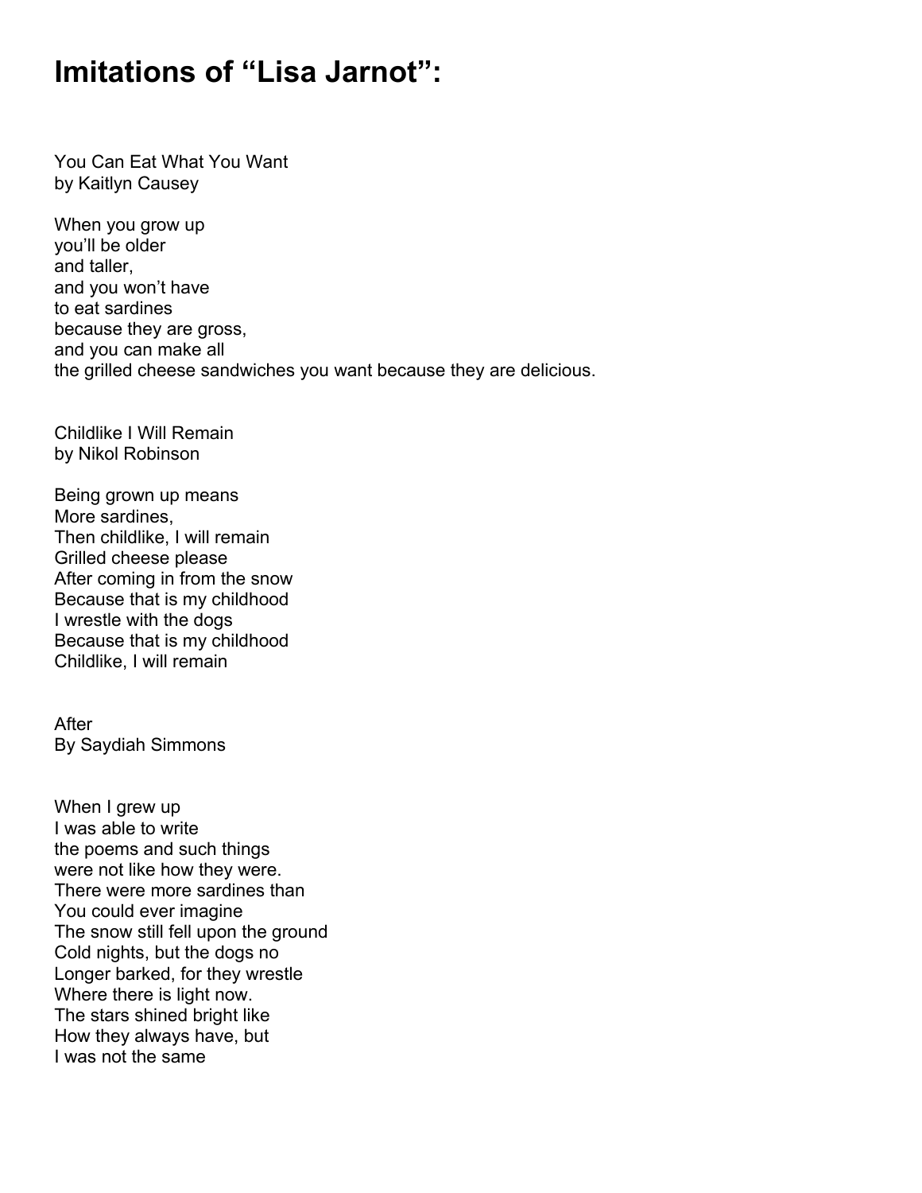# Imitations of "Lisa Jarnot":

You Can Eat What You Want  
by Kaitlyn Causey

When you grow up  
you'll be older  
and taller,  
and you won't have  
to eat sardines  
because they are gross,  
and you can make all  
the grilled cheese sandwiches you want because they are delicious.

Childlike I Will Remain  
by Nikol Robinson

Being grown up means  
More sardines,  
Then childlike, I will remain  
Grilled cheese please  
After coming in from the snow  
Because that is my childhood  
I wrestle with the dogs  
Because that is my childhood  
Childlike, I will remain

After  
By Saydiah Simmons

When I grew up  
I was able to write  
the poems and such things  
were not like how they were.  
There were more sardines than  
You could ever imagine  
The snow still fell upon the ground  
Cold nights, but the dogs no  
Longer barked, for they wrestle  
Where there is light now.  
The stars shined bright like  
How they always have, but  
I was not the same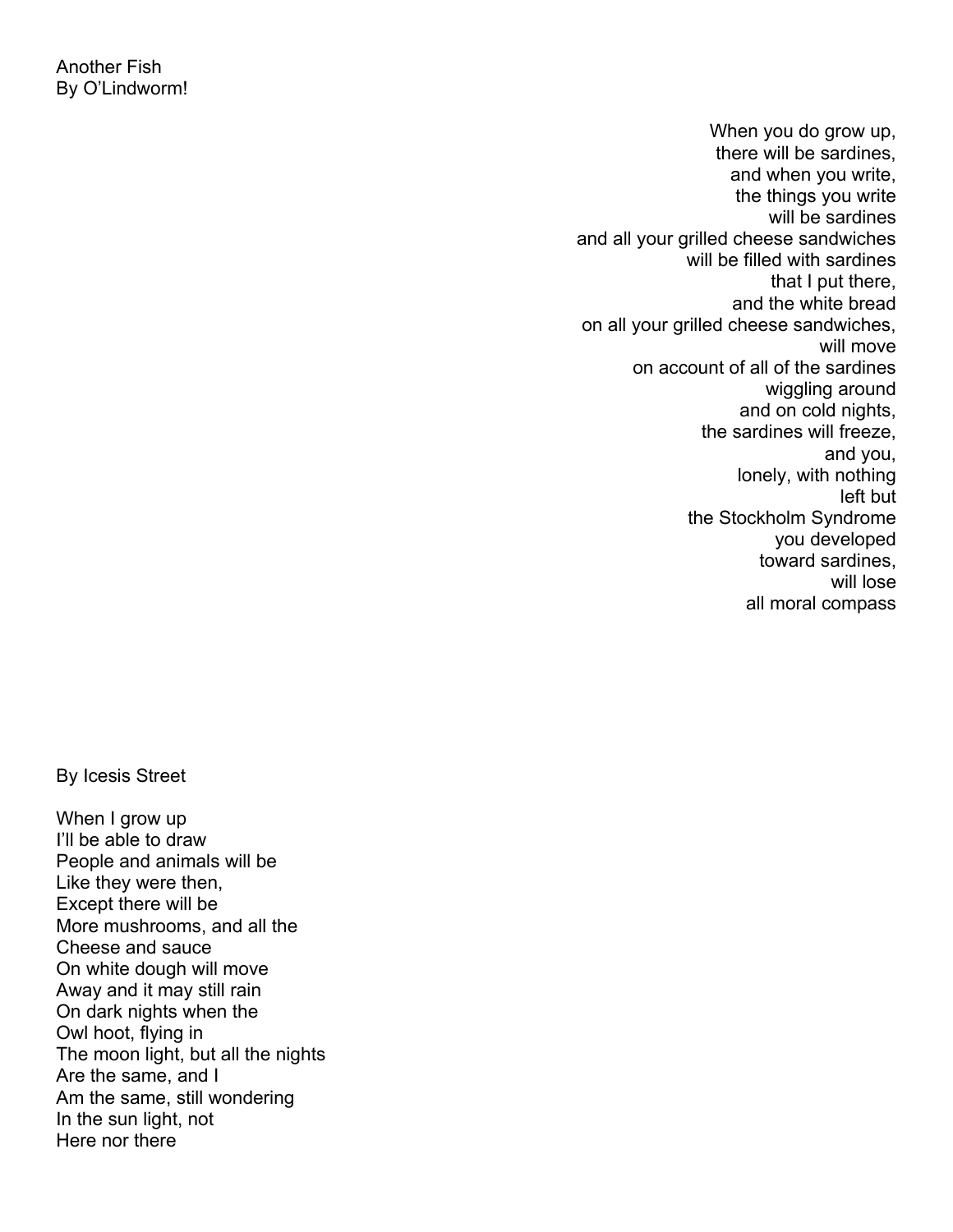Another Fish
By O'Lindworm!

When you do grow up,  
there will be sardines,  
and when you write,  
the things you write  
will be sardines  
and all your grilled cheese sandwiches  
will be filled with sardines  
that I put there,  
and the white bread  
on all your grilled cheese sandwiches,  
will move  
on account of all of the sardines  
wiggling around  
and on cold nights,  
the sardines will freeze,  
and you,  
lonely, with nothing  
left but  
the Stockholm Syndrome  
you developed  
toward sardines,  
will lose  
all moral compass

By Icesis Street

When I grow up  
I'll be able to draw  
People and animals will be  
Like they were then,  
Except there will be  
More mushrooms, and all the  
Cheese and sauce  
On white dough will move  
Away and it may still rain  
On dark nights when the  
Owl hoot, flying in  
The moon light, but all the nights  
Are the same, and I  
Am the same, still wondering  
In the sun light, not  
Here nor there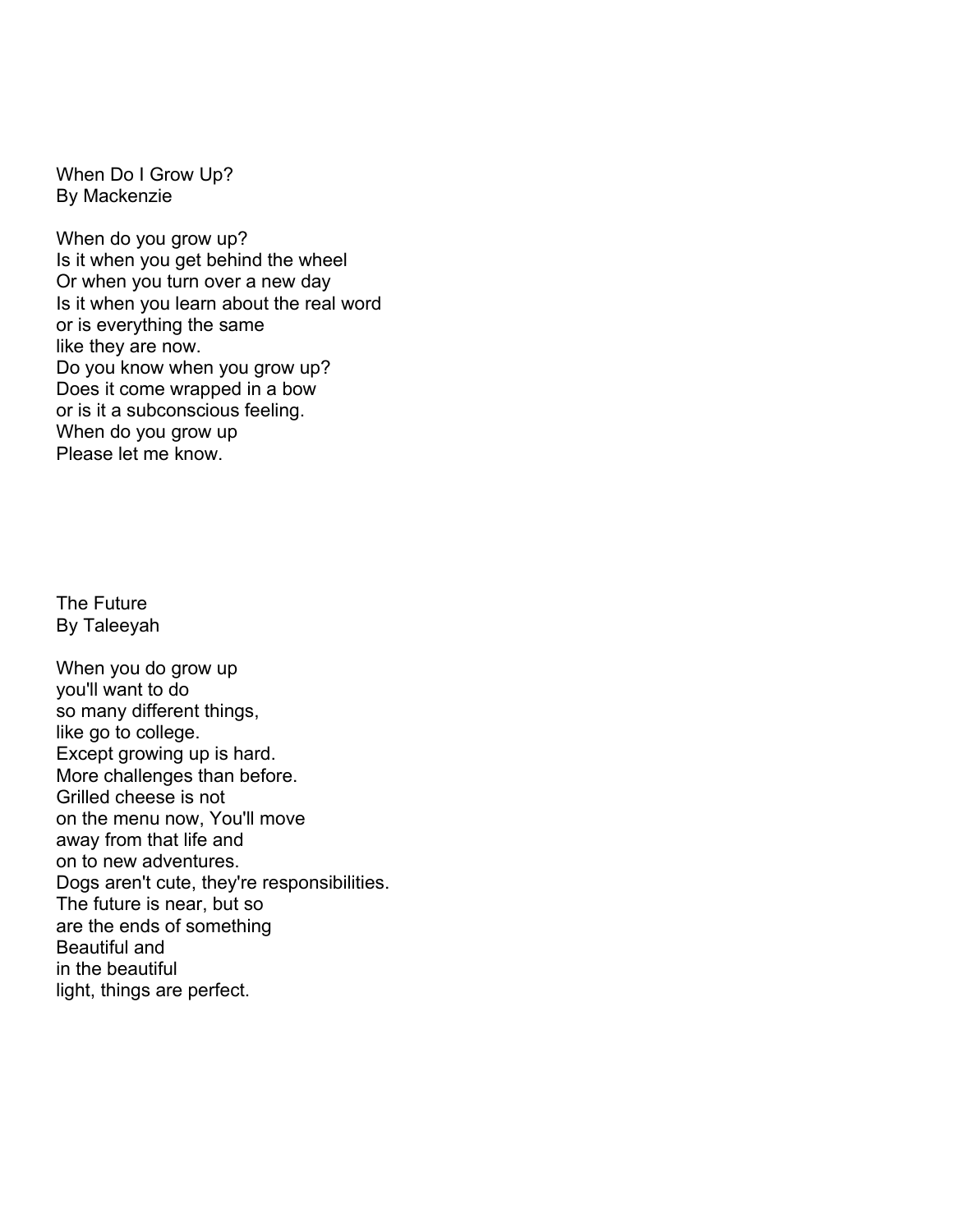## When Do I Grow Up?
By Mackenzie

When do you grow up?
Is it when you get behind the wheel
Or when you turn over a new day
Is it when you learn about the real word
or is everything the same
like they are now.
Do you know when you grow up?
Does it come wrapped in a bow
or is it a subconscious feeling.
When do you grow up
Please let me know.

## The Future
By Taleeyah

When you do grow up
you'll want to do
so many different things,
like go to college.
Except growing up is hard.
More challenges than before.
Grilled cheese is not
on the menu now, You'll move
away from that life and
on to new adventures.
Dogs aren't cute, they're responsibilities.
The future is near, but so
are the ends of something
Beautiful and
in the beautiful
light, things are perfect.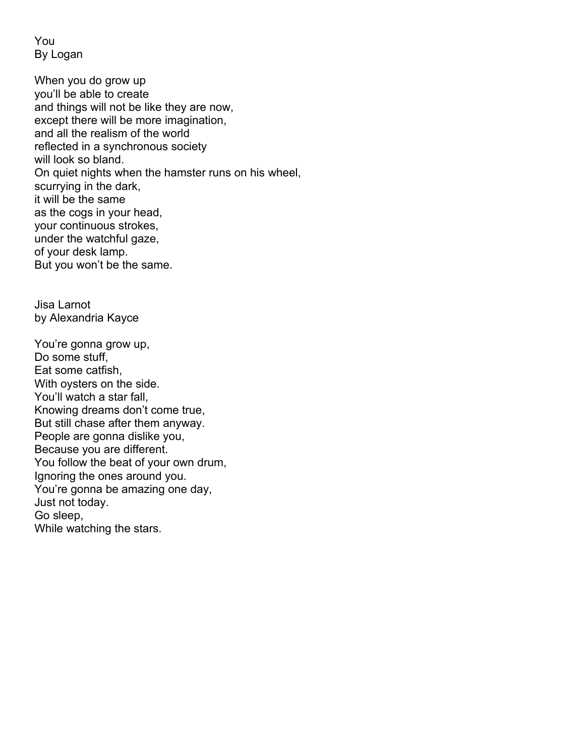## You
By Logan

When you do grow up  
you'll be able to create  
and things will not be like they are now,  
except there will be more imagination,  
and all the realism of the world  
reflected in a synchronous society  
will look so bland.  
On quiet nights when the hamster runs on his wheel,  
scurrying in the dark,  
it will be the same  
as the cogs in your head,  
your continuous strokes,  
under the watchful gaze,  
of your desk lamp.  
But you won't be the same.

## Jisa Larnot
by Alexandria Kayce

You're gonna grow up,  
Do some stuff,  
Eat some catfish,  
With oysters on the side.  
You'll watch a star fall,  
Knowing dreams don't come true,  
But still chase after them anyway.  
People are gonna dislike you,  
Because you are different.  
You follow the beat of your own drum,  
Ignoring the ones around you.  
You're gonna be amazing one day,  
Just not today.  
Go sleep,  
While watching the stars.